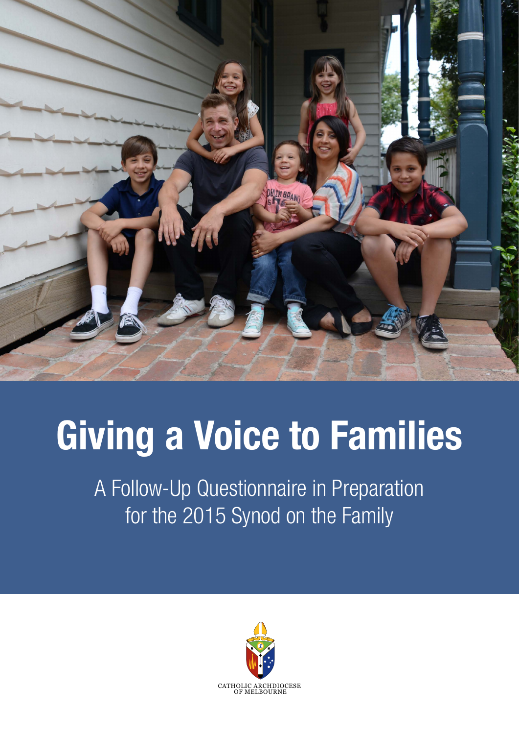# Giving a Voice to Families

A Follow-Up Questionnaire in Preparation for the 2015 Synod on the Family

CATHOLIC ARCHDIOCESE OF MELBOURNE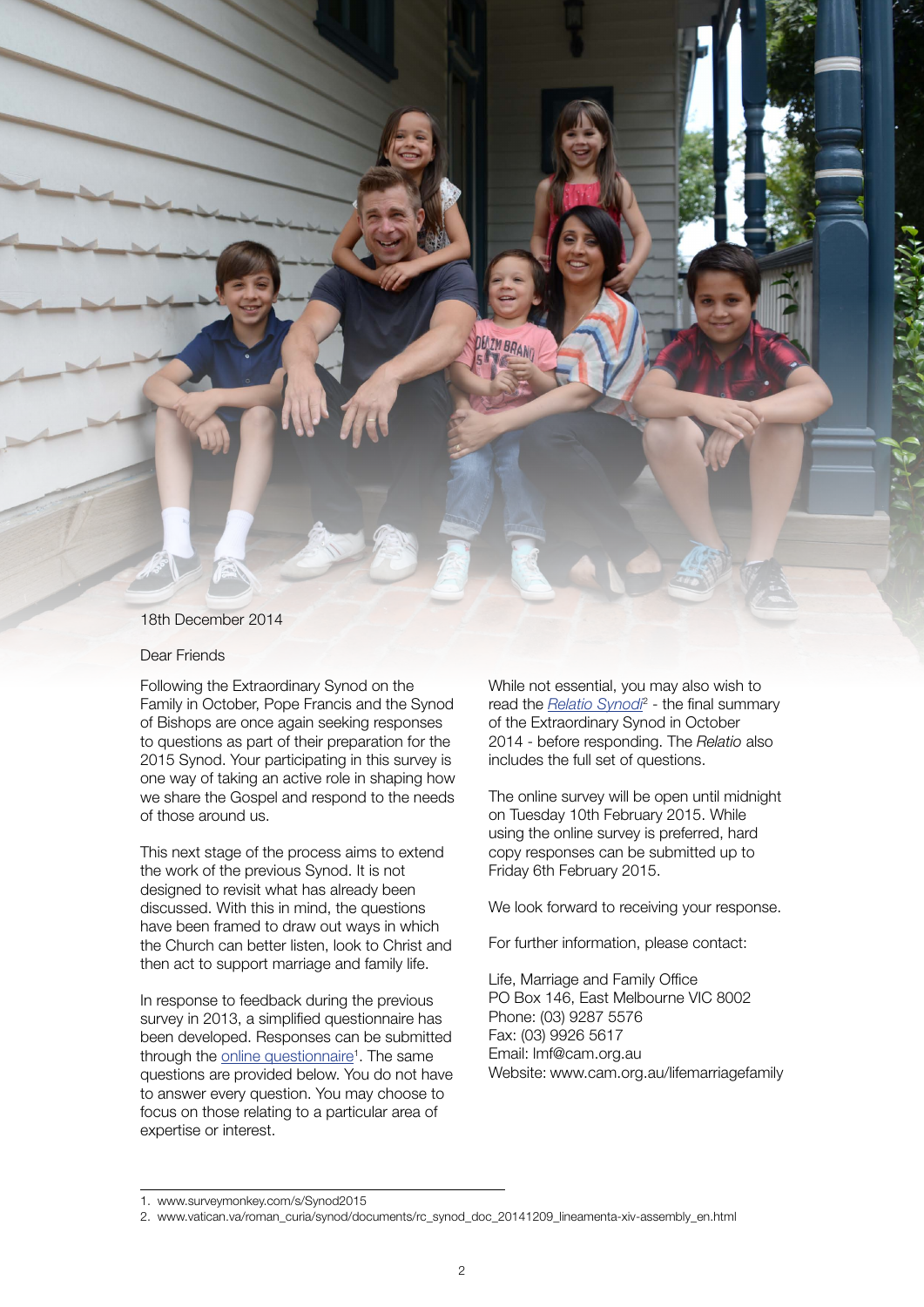18th December 2014

Dear Friends

Following the Extraordinary Synod on the Family in October, Pope Francis and the Synod of Bishops are once again seeking responses to questions as part of their preparation for the 2015 Synod. Your participating in this survey is one way of taking an active role in shaping how we share the Gospel and respond to the needs of those around us.

This next stage of the process aims to extend the work of the previous Synod. It is not designed to revisit what has already been discussed. With this in mind, the questions have been framed to draw out ways in which the Church can better listen, look to Christ and then act to support marriage and family life.

In response to feedback during the previous survey in 2013, a simplified questionnaire has been developed. Responses can be submitted through the online questionnaire[1]. The same questions are provided below. You do not have to answer every question. You may choose to focus on those relating to a particular area of expertise or interest.

While not essential, you may also wish to read the *Relatio Synodi*[2] - the final summary of the Extraordinary Synod in October 2014 - before responding. The *Relatio* also includes the full set of questions.

The online survey will be open until midnight on Tuesday 10th February 2015. While using the online survey is preferred, hard copy responses can be submitted up to Friday 6th February 2015.

We look forward to receiving your response.

For further information, please contact:

Life, Marriage and Family Office
PO Box 146, East Melbourne VIC 8002
Phone: (03) 9287 5576
Fax: (03) 9926 5617
Email: lmf@cam.org.au
Website: www.cam.org.au/lifemarriagefamily

---

1. www.surveymonkey.com/s/Synod2015
2. www.vatican.va/roman_curia/synod/documents/rc_synod_doc_20141209_lineamenta-xiv-assembly_en.html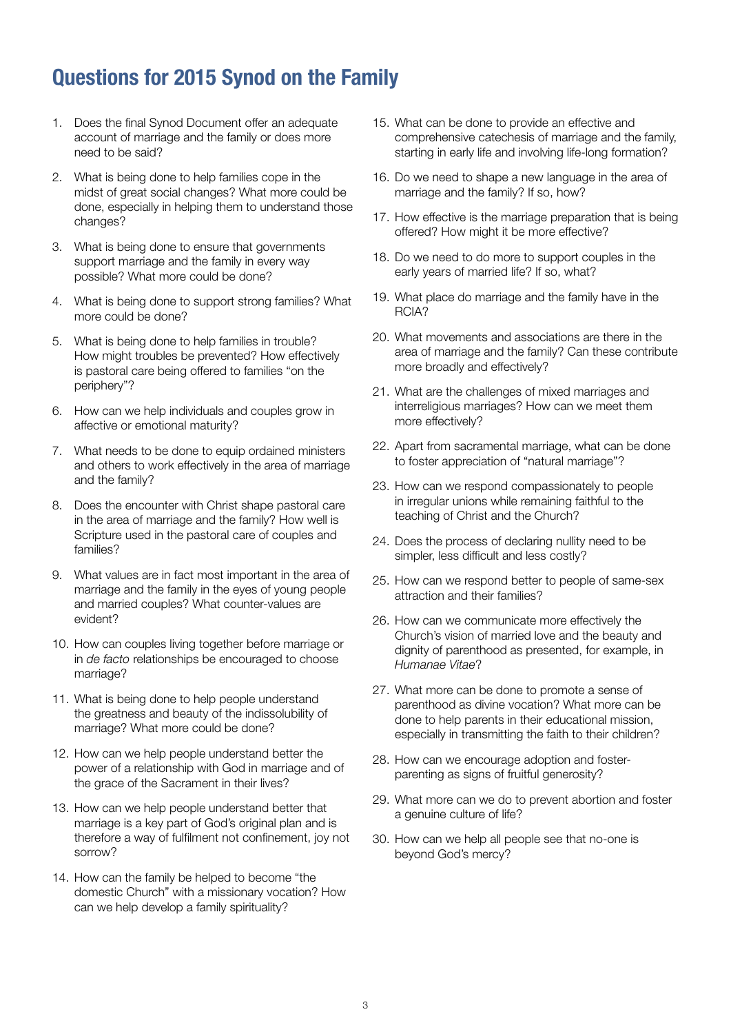# Questions for 2015 Synod on the Family

1. Does the final Synod Document offer an adequate account of marriage and the family or does more need to be said?
2. What is being done to help families cope in the midst of great social changes? What more could be done, especially in helping them to understand those changes?
3. What is being done to ensure that governments support marriage and the family in every way possible? What more could be done?
4. What is being done to support strong families? What more could be done?
5. What is being done to help families in trouble? How might troubles be prevented? How effectively is pastoral care being offered to families "on the periphery"?
6. How can we help individuals and couples grow in affective or emotional maturity?
7. What needs to be done to equip ordained ministers and others to work effectively in the area of marriage and the family?
8. Does the encounter with Christ shape pastoral care in the area of marriage and the family? How well is Scripture used in the pastoral care of couples and families?
9. What values are in fact most important in the area of marriage and the family in the eyes of young people and married couples? What counter-values are evident?
10. How can couples living together before marriage or in *de facto* relationships be encouraged to choose marriage?
11. What is being done to help people understand the greatness and beauty of the indissolubility of marriage? What more could be done?
12. How can we help people understand better the power of a relationship with God in marriage and of the grace of the Sacrament in their lives?
13. How can we help people understand better that marriage is a key part of God's original plan and is therefore a way of fulfilment not confinement, joy not sorrow?
14. How can the family be helped to become "the domestic Church" with a missionary vocation? How can we help develop a family spirituality?
15. What can be done to provide an effective and comprehensive catechesis of marriage and the family, starting in early life and involving life-long formation?
16. Do we need to shape a new language in the area of marriage and the family? If so, how?
17. How effective is the marriage preparation that is being offered? How might it be more effective?
18. Do we need to do more to support couples in the early years of married life? If so, what?
19. What place do marriage and the family have in the RCIA?
20. What movements and associations are there in the area of marriage and the family? Can these contribute more broadly and effectively?
21. What are the challenges of mixed marriages and interreligious marriages? How can we meet them more effectively?
22. Apart from sacramental marriage, what can be done to foster appreciation of "natural marriage"?
23. How can we respond compassionately to people in irregular unions while remaining faithful to the teaching of Christ and the Church?
24. Does the process of declaring nullity need to be simpler, less difficult and less costly?
25. How can we respond better to people of same-sex attraction and their families?
26. How can we communicate more effectively the Church's vision of married love and the beauty and dignity of parenthood as presented, for example, in *Humanae Vitae*?
27. What more can be done to promote a sense of parenthood as divine vocation? What more can be done to help parents in their educational mission, especially in transmitting the faith to their children?
28. How can we encourage adoption and foster-parenting as signs of fruitful generosity?
29. What more can we do to prevent abortion and foster a genuine culture of life?
30. How can we help all people see that no-one is beyond God's mercy?